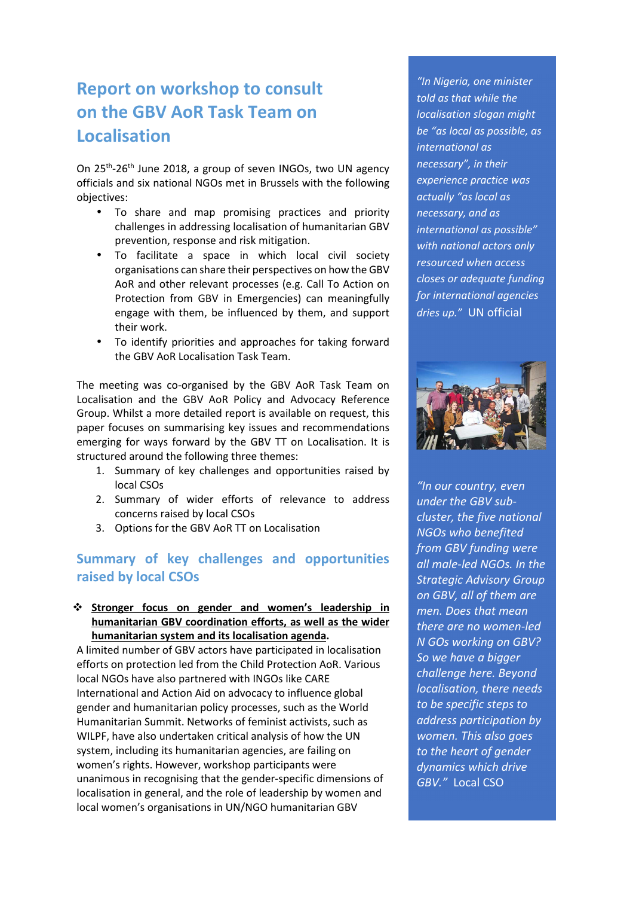# Report on workshop to consult on the GBV AoR Task Team on Localisation

On 25th-26th June 2018, a group of seven INGOs, two UN agency officials and six national NGOs met in Brussels with the following objectives:

- To share and map promising practices and priority challenges in addressing localisation of humanitarian GBV prevention, response and risk mitigation.
- To facilitate a space in which local civil society organisations can share their perspectives on how the GBV AoR and other relevant processes (e.g. Call To Action on Protection from GBV in Emergencies) can meaningfully engage with them, be influenced by them, and support their work.
- To identify priorities and approaches for taking forward the GBV AoR Localisation Task Team.

The meeting was co-organised by the GBV AoR Task Team on Localisation and the GBV AoR Policy and Advocacy Reference Group. Whilst a more detailed report is available on request, this paper focuses on summarising key issues and recommendations emerging for ways forward by the GBV TT on Localisation. It is structured around the following three themes:

1. Summary of key challenges and opportunities raised by local CSOs
2. Summary of wider efforts of relevance to address concerns raised by local CSOs
3. Options for the GBV AoR TT on Localisation

> *"In Nigeria, one minister told as that while the localisation slogan might be "as local as possible, as international as necessary", in their experience practice was actually "as local as necessary, and as international as possible" with national actors only resourced when access closes or adequate funding for international agencies dries up."* UN official

> *"In our country, even under the GBV sub-cluster, the five national NGOs who benefited from GBV funding were all male-led NGOs. In the Strategic Advisory Group on GBV, all of them are men. Does that mean there are no women-led N GOs working on GBV? So we have a bigger challenge here. Beyond localisation, there needs to be specific steps to address participation by women. This also goes to the heart of gender dynamics which drive GBV."* Local CSO

## Summary of key challenges and opportunities raised by local CSOs

- **Stronger focus on gender and women's leadership in humanitarian GBV coordination efforts, as well as the wider humanitarian system and its localisation agenda.**

A limited number of GBV actors have participated in localisation efforts on protection led from the Child Protection AoR. Various local NGOs have also partnered with INGOs like CARE International and Action Aid on advocacy to influence global gender and humanitarian policy processes, such as the World Humanitarian Summit. Networks of feminist activists, such as WILPF, have also undertaken critical analysis of how the UN system, including its humanitarian agencies, are failing on women's rights. However, workshop participants were unanimous in recognising that the gender-specific dimensions of localisation in general, and the role of leadership by women and local women's organisations in UN/NGO humanitarian GBV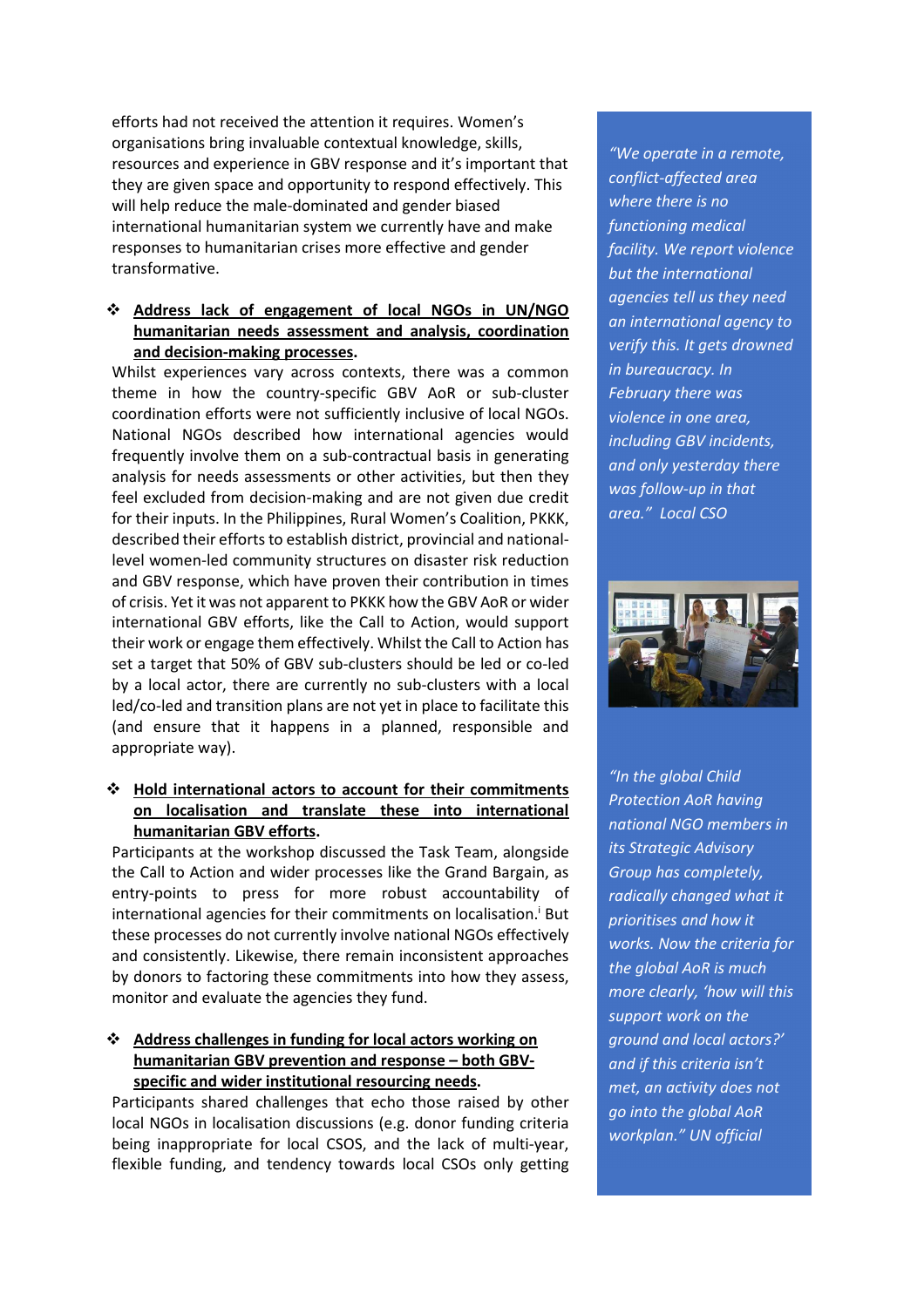efforts had not received the attention it requires. Women's organisations bring invaluable contextual knowledge, skills, resources and experience in GBV response and it's important that they are given space and opportunity to respond effectively. This will help reduce the male-dominated and gender biased international humanitarian system we currently have and make responses to humanitarian crises more effective and gender transformative.

- **Address lack of engagement of local NGOs in UN/NGO humanitarian needs assessment and analysis, coordination and decision-making processes.**

Whilst experiences vary across contexts, there was a common theme in how the country-specific GBV AoR or sub-cluster coordination efforts were not sufficiently inclusive of local NGOs. National NGOs described how international agencies would frequently involve them on a sub-contractual basis in generating analysis for needs assessments or other activities, but then they feel excluded from decision-making and are not given due credit for their inputs. In the Philippines, Rural Women's Coalition, PKKK, described their efforts to establish district, provincial and national-level women-led community structures on disaster risk reduction and GBV response, which have proven their contribution in times of crisis. Yet it was not apparent to PKKK how the GBV AoR or wider international GBV efforts, like the Call to Action, would support their work or engage them effectively. Whilst the Call to Action has set a target that 50% of GBV sub-clusters should be led or co-led by a local actor, there are currently no sub-clusters with a local led/co-led and transition plans are not yet in place to facilitate this (and ensure that it happens in a planned, responsible and appropriate way).

- **Hold international actors to account for their commitments on localisation and translate these into international humanitarian GBV efforts.**

Participants at the workshop discussed the Task Team, alongside the Call to Action and wider processes like the Grand Bargain, as entry-points to press for more robust accountability of international agencies for their commitments on localisation.[i] But these processes do not currently involve national NGOs effectively and consistently. Likewise, there remain inconsistent approaches by donors to factoring these commitments into how they assess, monitor and evaluate the agencies they fund.

- **Address challenges in funding for local actors working on humanitarian GBV prevention and response – both GBV-specific and wider institutional resourcing needs.**

Participants shared challenges that echo those raised by other local NGOs in localisation discussions (e.g. donor funding criteria being inappropriate for local CSOS, and the lack of multi-year, flexible funding, and tendency towards local CSOs only getting

> *"We operate in a remote, conflict-affected area where there is no functioning medical facility. We report violence but the international agencies tell us they need an international agency to verify this. It gets drowned in bureaucracy. In February there was violence in one area, including GBV incidents, and only yesterday there was follow-up in that area." Local CSO*

> *"In the global Child Protection AoR having national NGO members in its Strategic Advisory Group has completely, radically changed what it prioritises and how it works. Now the criteria for the global AoR is much more clearly, 'how will this support work on the ground and local actors?' and if this criteria isn't met, an activity does not go into the global AoR workplan." UN official*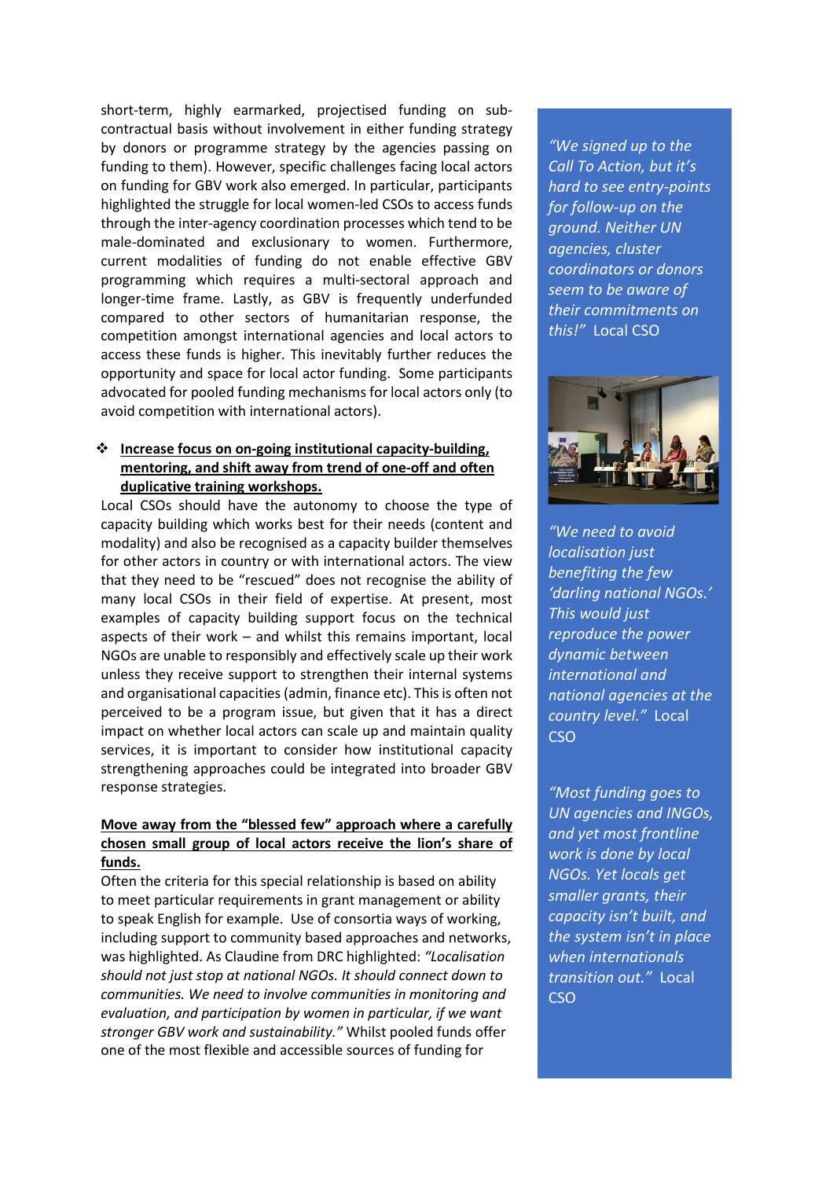short-term, highly earmarked, projectised funding on sub-contractual basis without involvement in either funding strategy by donors or programme strategy by the agencies passing on funding to them). However, specific challenges facing local actors on funding for GBV work also emerged. In particular, participants highlighted the struggle for local women-led CSOs to access funds through the inter-agency coordination processes which tend to be male-dominated and exclusionary to women. Furthermore, current modalities of funding do not enable effective GBV programming which requires a multi-sectoral approach and longer-time frame. Lastly, as GBV is frequently underfunded compared to other sectors of humanitarian response, the competition amongst international agencies and local actors to access these funds is higher. This inevitably further reduces the opportunity and space for local actor funding. Some participants advocated for pooled funding mechanisms for local actors only (to avoid competition with international actors).

- **Increase focus on on-going institutional capacity-building, mentoring, and shift away from trend of one-off and often duplicative training workshops.**

Local CSOs should have the autonomy to choose the type of capacity building which works best for their needs (content and modality) and also be recognised as a capacity builder themselves for other actors in country or with international actors. The view that they need to be "rescued" does not recognise the ability of many local CSOs in their field of expertise. At present, most examples of capacity building support focus on the technical aspects of their work – and whilst this remains important, local NGOs are unable to responsibly and effectively scale up their work unless they receive support to strengthen their internal systems and organisational capacities (admin, finance etc). This is often not perceived to be a program issue, but given that it has a direct impact on whether local actors can scale up and maintain quality services, it is important to consider how institutional capacity strengthening approaches could be integrated into broader GBV response strategies.

**Move away from the "blessed few" approach where a carefully chosen small group of local actors receive the lion's share of funds.**

Often the criteria for this special relationship is based on ability to meet particular requirements in grant management or ability to speak English for example. Use of consortia ways of working, including support to community based approaches and networks, was highlighted. As Claudine from DRC highlighted: *"Localisation should not just stop at national NGOs. It should connect down to communities. We need to involve communities in monitoring and evaluation, and participation by women in particular, if we want stronger GBV work and sustainability."* Whilst pooled funds offer one of the most flexible and accessible sources of funding for

*"We signed up to the Call To Action, but it's hard to see entry-points for follow-up on the ground. Neither UN agencies, cluster coordinators or donors seem to be aware of their commitments on this!"* Local CSO

*"We need to avoid localisation just benefiting the few 'darling national NGOs.' This would just reproduce the power dynamic between international and national agencies at the country level."* Local CSO

*"Most funding goes to UN agencies and INGOs, and yet most frontline work is done by local NGOs. Yet locals get smaller grants, their capacity isn't built, and the system isn't in place when internationals transition out."* Local CSO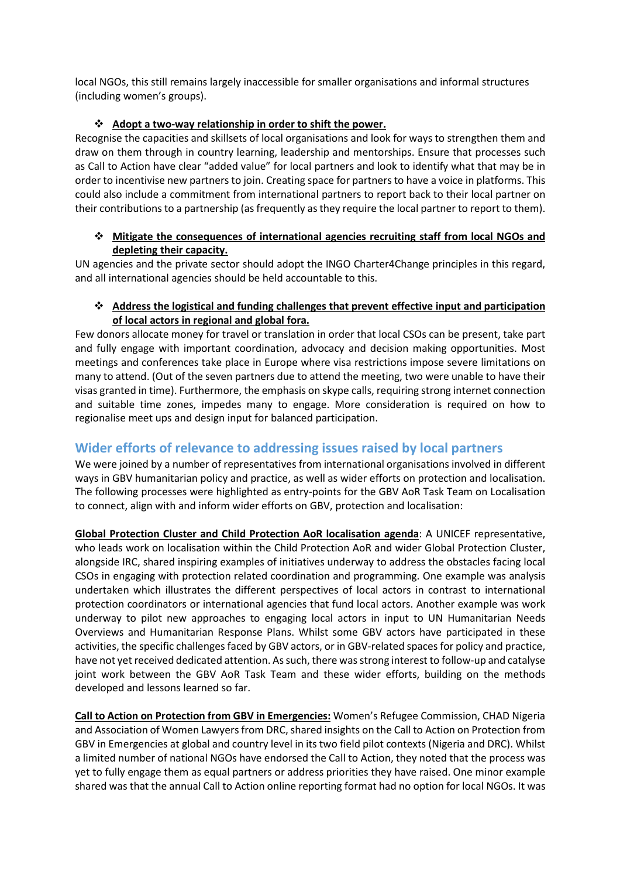local NGOs, this still remains largely inaccessible for smaller organisations and informal structures (including women's groups).

- **Adopt a two-way relationship in order to shift the power.**

Recognise the capacities and skillsets of local organisations and look for ways to strengthen them and draw on them through in country learning, leadership and mentorships. Ensure that processes such as Call to Action have clear "added value" for local partners and look to identify what that may be in order to incentivise new partners to join. Creating space for partners to have a voice in platforms. This could also include a commitment from international partners to report back to their local partner on their contributions to a partnership (as frequently as they require the local partner to report to them).

- **Mitigate the consequences of international agencies recruiting staff from local NGOs and depleting their capacity.**

UN agencies and the private sector should adopt the INGO Charter4Change principles in this regard, and all international agencies should be held accountable to this.

- **Address the logistical and funding challenges that prevent effective input and participation of local actors in regional and global fora.**

Few donors allocate money for travel or translation in order that local CSOs can be present, take part and fully engage with important coordination, advocacy and decision making opportunities. Most meetings and conferences take place in Europe where visa restrictions impose severe limitations on many to attend. (Out of the seven partners due to attend the meeting, two were unable to have their visas granted in time). Furthermore, the emphasis on skype calls, requiring strong internet connection and suitable time zones, impedes many to engage. More consideration is required on how to regionalise meet ups and design input for balanced participation.

## Wider efforts of relevance to addressing issues raised by local partners

We were joined by a number of representatives from international organisations involved in different ways in GBV humanitarian policy and practice, as well as wider efforts on protection and localisation. The following processes were highlighted as entry-points for the GBV AoR Task Team on Localisation to connect, align with and inform wider efforts on GBV, protection and localisation:

**Global Protection Cluster and Child Protection AoR localisation agenda**: A UNICEF representative, who leads work on localisation within the Child Protection AoR and wider Global Protection Cluster, alongside IRC, shared inspiring examples of initiatives underway to address the obstacles facing local CSOs in engaging with protection related coordination and programming. One example was analysis undertaken which illustrates the different perspectives of local actors in contrast to international protection coordinators or international agencies that fund local actors. Another example was work underway to pilot new approaches to engaging local actors in input to UN Humanitarian Needs Overviews and Humanitarian Response Plans. Whilst some GBV actors have participated in these activities, the specific challenges faced by GBV actors, or in GBV-related spaces for policy and practice, have not yet received dedicated attention. As such, there was strong interest to follow-up and catalyse joint work between the GBV AoR Task Team and these wider efforts, building on the methods developed and lessons learned so far.

**Call to Action on Protection from GBV in Emergencies:** Women's Refugee Commission, CHAD Nigeria and Association of Women Lawyers from DRC, shared insights on the Call to Action on Protection from GBV in Emergencies at global and country level in its two field pilot contexts (Nigeria and DRC). Whilst a limited number of national NGOs have endorsed the Call to Action, they noted that the process was yet to fully engage them as equal partners or address priorities they have raised. One minor example shared was that the annual Call to Action online reporting format had no option for local NGOs. It was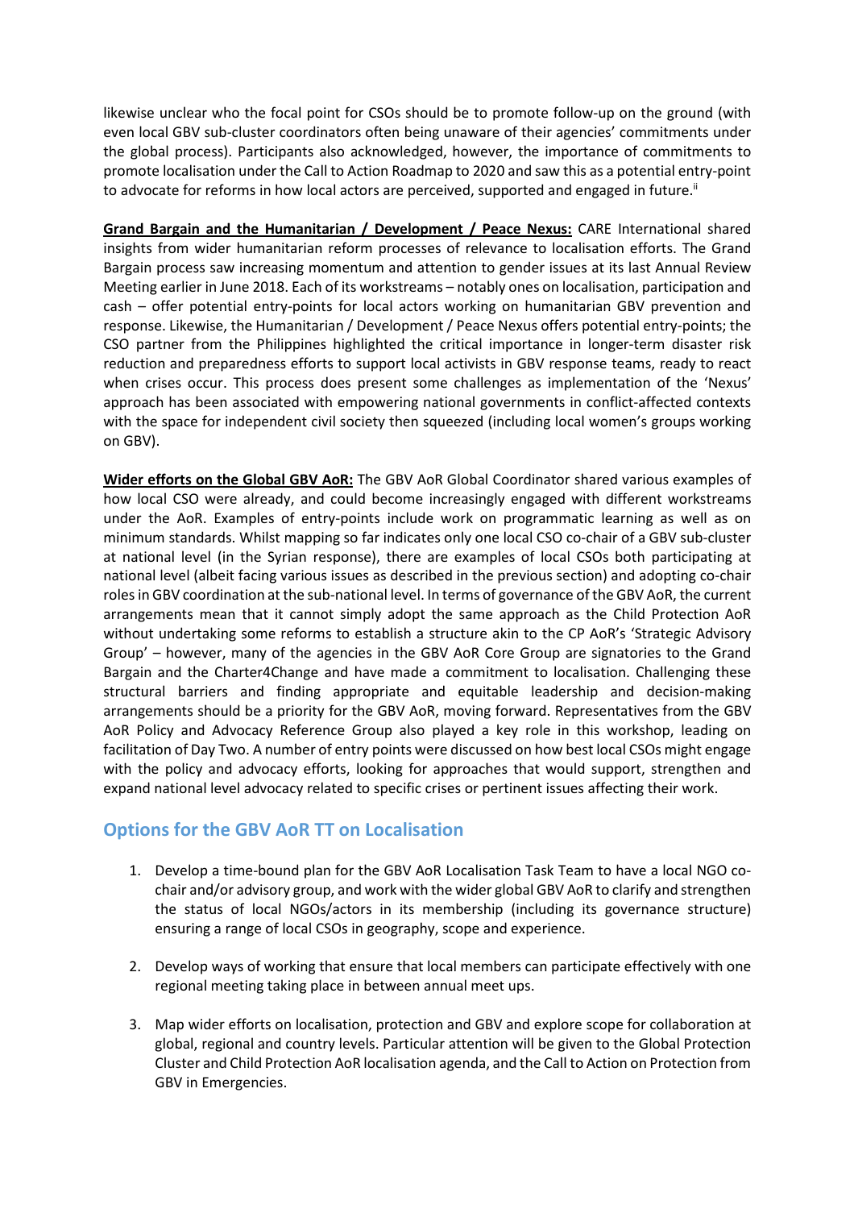likewise unclear who the focal point for CSOs should be to promote follow-up on the ground (with even local GBV sub-cluster coordinators often being unaware of their agencies' commitments under the global process). Participants also acknowledged, however, the importance of commitments to promote localisation under the Call to Action Roadmap to 2020 and saw this as a potential entry-point to advocate for reforms in how local actors are perceived, supported and engaged in future.[ii]

**Grand Bargain and the Humanitarian / Development / Peace Nexus:** CARE International shared insights from wider humanitarian reform processes of relevance to localisation efforts. The Grand Bargain process saw increasing momentum and attention to gender issues at its last Annual Review Meeting earlier in June 2018. Each of its workstreams – notably ones on localisation, participation and cash – offer potential entry-points for local actors working on humanitarian GBV prevention and response. Likewise, the Humanitarian / Development / Peace Nexus offers potential entry-points; the CSO partner from the Philippines highlighted the critical importance in longer-term disaster risk reduction and preparedness efforts to support local activists in GBV response teams, ready to react when crises occur. This process does present some challenges as implementation of the 'Nexus' approach has been associated with empowering national governments in conflict-affected contexts with the space for independent civil society then squeezed (including local women's groups working on GBV).

**Wider efforts on the Global GBV AoR:** The GBV AoR Global Coordinator shared various examples of how local CSO were already, and could become increasingly engaged with different workstreams under the AoR. Examples of entry-points include work on programmatic learning as well as on minimum standards. Whilst mapping so far indicates only one local CSO co-chair of a GBV sub-cluster at national level (in the Syrian response), there are examples of local CSOs both participating at national level (albeit facing various issues as described in the previous section) and adopting co-chair roles in GBV coordination at the sub-national level. In terms of governance of the GBV AoR, the current arrangements mean that it cannot simply adopt the same approach as the Child Protection AoR without undertaking some reforms to establish a structure akin to the CP AoR's 'Strategic Advisory Group' – however, many of the agencies in the GBV AoR Core Group are signatories to the Grand Bargain and the Charter4Change and have made a commitment to localisation. Challenging these structural barriers and finding appropriate and equitable leadership and decision-making arrangements should be a priority for the GBV AoR, moving forward. Representatives from the GBV AoR Policy and Advocacy Reference Group also played a key role in this workshop, leading on facilitation of Day Two. A number of entry points were discussed on how best local CSOs might engage with the policy and advocacy efforts, looking for approaches that would support, strengthen and expand national level advocacy related to specific crises or pertinent issues affecting their work.

## Options for the GBV AoR TT on Localisation

1. Develop a time-bound plan for the GBV AoR Localisation Task Team to have a local NGO co-chair and/or advisory group, and work with the wider global GBV AoR to clarify and strengthen the status of local NGOs/actors in its membership (including its governance structure) ensuring a range of local CSOs in geography, scope and experience.

2. Develop ways of working that ensure that local members can participate effectively with one regional meeting taking place in between annual meet ups.

3. Map wider efforts on localisation, protection and GBV and explore scope for collaboration at global, regional and country levels. Particular attention will be given to the Global Protection Cluster and Child Protection AoR localisation agenda, and the Call to Action on Protection from GBV in Emergencies.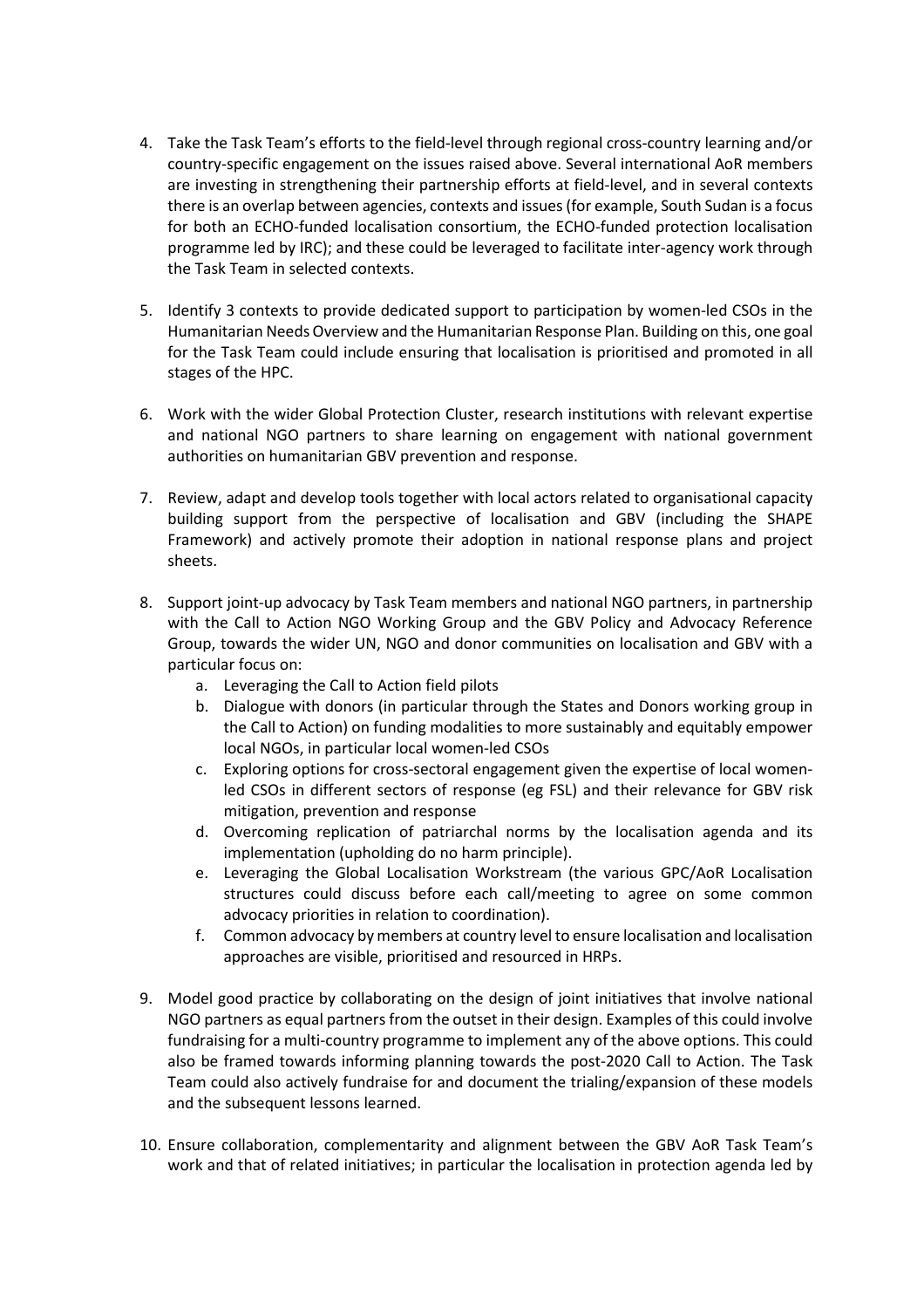4. Take the Task Team's efforts to the field-level through regional cross-country learning and/or country-specific engagement on the issues raised above. Several international AoR members are investing in strengthening their partnership efforts at field-level, and in several contexts there is an overlap between agencies, contexts and issues (for example, South Sudan is a focus for both an ECHO-funded localisation consortium, the ECHO-funded protection localisation programme led by IRC); and these could be leveraged to facilitate inter-agency work through the Task Team in selected contexts.

5. Identify 3 contexts to provide dedicated support to participation by women-led CSOs in the Humanitarian Needs Overview and the Humanitarian Response Plan. Building on this, one goal for the Task Team could include ensuring that localisation is prioritised and promoted in all stages of the HPC.

6. Work with the wider Global Protection Cluster, research institutions with relevant expertise and national NGO partners to share learning on engagement with national government authorities on humanitarian GBV prevention and response.

7. Review, adapt and develop tools together with local actors related to organisational capacity building support from the perspective of localisation and GBV (including the SHAPE Framework) and actively promote their adoption in national response plans and project sheets.

8. Support joint-up advocacy by Task Team members and national NGO partners, in partnership with the Call to Action NGO Working Group and the GBV Policy and Advocacy Reference Group, towards the wider UN, NGO and donor communities on localisation and GBV with a particular focus on:
   a. Leveraging the Call to Action field pilots
   b. Dialogue with donors (in particular through the States and Donors working group in the Call to Action) on funding modalities to more sustainably and equitably empower local NGOs, in particular local women-led CSOs
   c. Exploring options for cross-sectoral engagement given the expertise of local women-led CSOs in different sectors of response (eg FSL) and their relevance for GBV risk mitigation, prevention and response
   d. Overcoming replication of patriarchal norms by the localisation agenda and its implementation (upholding do no harm principle).
   e. Leveraging the Global Localisation Workstream (the various GPC/AoR Localisation structures could discuss before each call/meeting to agree on some common advocacy priorities in relation to coordination).
   f. Common advocacy by members at country level to ensure localisation and localisation approaches are visible, prioritised and resourced in HRPs.

9. Model good practice by collaborating on the design of joint initiatives that involve national NGO partners as equal partners from the outset in their design. Examples of this could involve fundraising for a multi-country programme to implement any of the above options. This could also be framed towards informing planning towards the post-2020 Call to Action. The Task Team could also actively fundraise for and document the trialing/expansion of these models and the subsequent lessons learned.

10. Ensure collaboration, complementarity and alignment between the GBV AoR Task Team's work and that of related initiatives; in particular the localisation in protection agenda led by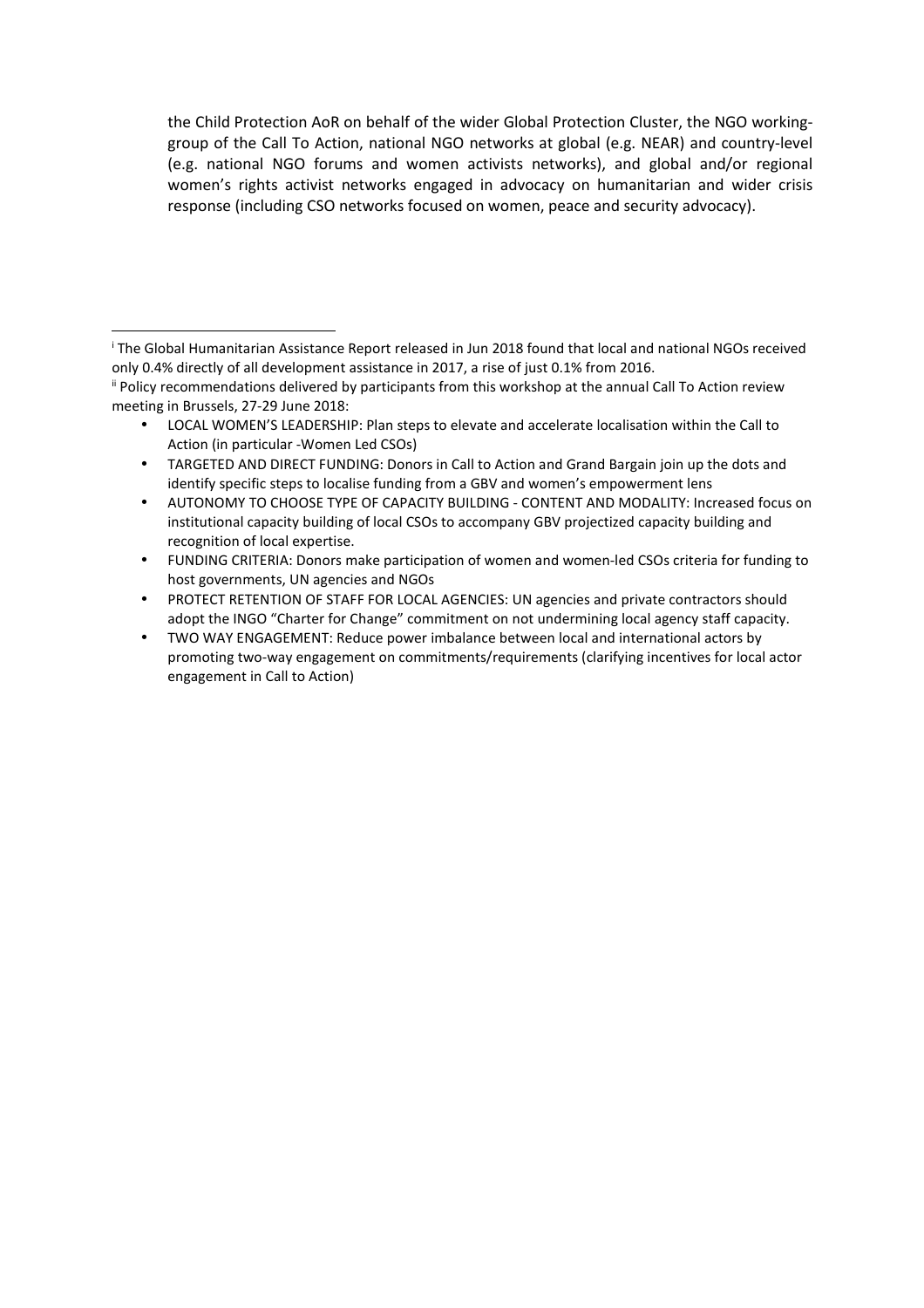the Child Protection AoR on behalf of the wider Global Protection Cluster, the NGO working-group of the Call To Action, national NGO networks at global (e.g. NEAR) and country-level (e.g. national NGO forums and women activists networks), and global and/or regional women's rights activist networks engaged in advocacy on humanitarian and wider crisis response (including CSO networks focused on women, peace and security advocacy).

---

[i] The Global Humanitarian Assistance Report released in Jun 2018 found that local and national NGOs received only 0.4% directly of all development assistance in 2017, a rise of just 0.1% from 2016.

[ii] Policy recommendations delivered by participants from this workshop at the annual Call To Action review meeting in Brussels, 27-29 June 2018:

- LOCAL WOMEN'S LEADERSHIP: Plan steps to elevate and accelerate localisation within the Call to Action (in particular -Women Led CSOs)
- TARGETED AND DIRECT FUNDING: Donors in Call to Action and Grand Bargain join up the dots and identify specific steps to localise funding from a GBV and women's empowerment lens
- AUTONOMY TO CHOOSE TYPE OF CAPACITY BUILDING - CONTENT AND MODALITY: Increased focus on institutional capacity building of local CSOs to accompany GBV projectized capacity building and recognition of local expertise.
- FUNDING CRITERIA: Donors make participation of women and women-led CSOs criteria for funding to host governments, UN agencies and NGOs
- PROTECT RETENTION OF STAFF FOR LOCAL AGENCIES: UN agencies and private contractors should adopt the INGO "Charter for Change" commitment on not undermining local agency staff capacity.
- TWO WAY ENGAGEMENT: Reduce power imbalance between local and international actors by promoting two-way engagement on commitments/requirements (clarifying incentives for local actor engagement in Call to Action)